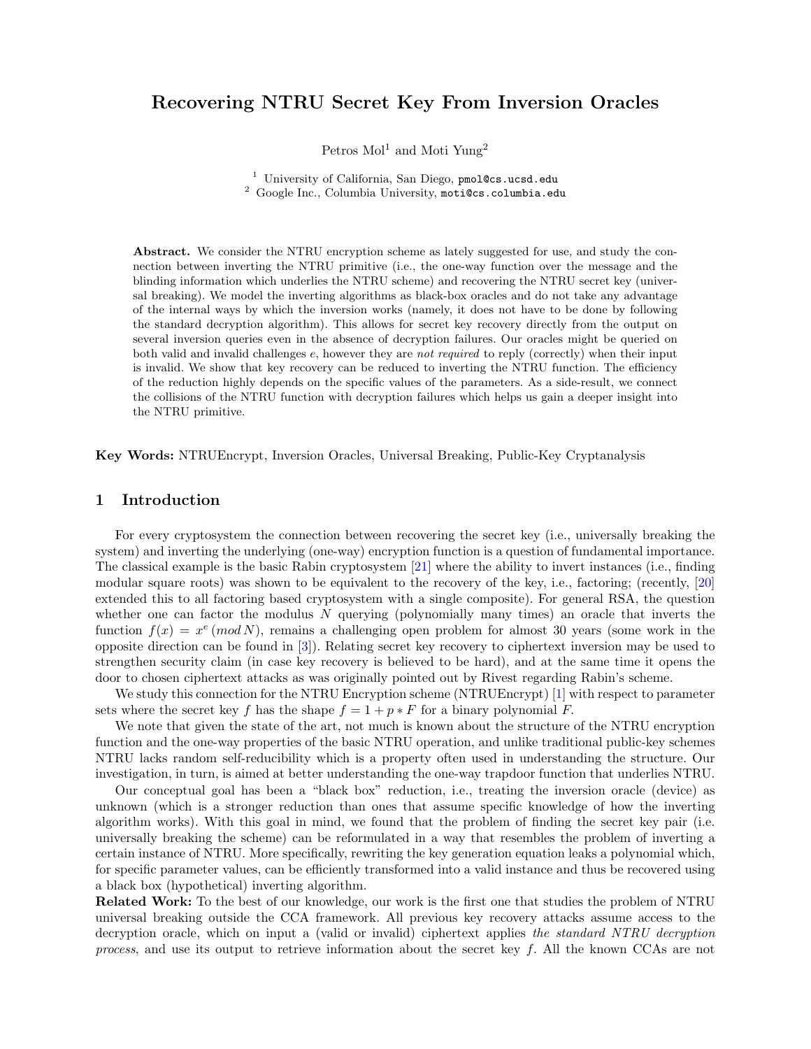# Recovering NTRU Secret Key From Inversion Oracles

Petros Mol[1] and Moti Yung[2]

[1] University of California, San Diego, pmol@cs.ucsd.edu
[2] Google Inc., Columbia University, moti@cs.columbia.edu

**Abstract.** We consider the NTRU encryption scheme as lately suggested for use, and study the connection between inverting the NTRU primitive (i.e., the one-way function over the message and the blinding information which underlies the NTRU scheme) and recovering the NTRU secret key (universal breaking). We model the inverting algorithms as black-box oracles and do not take any advantage of the internal ways by which the inversion works (namely, it does not have to be done by following the standard decryption algorithm). This allows for secret key recovery directly from the output on several inversion queries even in the absence of decryption failures. Our oracles might be queried on both valid and invalid challenges $e$, however they are *not required* to reply (correctly) when their input is invalid. We show that key recovery can be reduced to inverting the NTRU function. The efficiency of the reduction highly depends on the specific values of the parameters. As a side-result, we connect the collisions of the NTRU function with decryption failures which helps us gain a deeper insight into the NTRU primitive.

**Key Words:** NTRUEncrypt, Inversion Oracles, Universal Breaking, Public-Key Cryptanalysis

## 1 Introduction

For every cryptosystem the connection between recovering the secret key (i.e., universally breaking the system) and inverting the underlying (one-way) encryption function is a question of fundamental importance. The classical example is the basic Rabin cryptosystem [21] where the ability to invert instances (i.e., finding modular square roots) was shown to be equivalent to the recovery of the key, i.e., factoring; (recently, [20] extended this to all factoring based cryptosystem with a single composite). For general RSA, the question whether one can factor the modulus $N$ querying (polynomially many times) an oracle that inverts the function $f(x) = x^e \,(mod\, N)$, remains a challenging open problem for almost 30 years (some work in the opposite direction can be found in [3]). Relating secret key recovery to ciphertext inversion may be used to strengthen security claim (in case key recovery is believed to be hard), and at the same time it opens the door to chosen ciphertext attacks as was originally pointed out by Rivest regarding Rabin's scheme.

We study this connection for the NTRU Encryption scheme (NTRUEncrypt) [1] with respect to parameter sets where the secret key $f$ has the shape $f = 1 + p * F$ for a binary polynomial $F$.

We note that given the state of the art, not much is known about the structure of the NTRU encryption function and the one-way properties of the basic NTRU operation, and unlike traditional public-key schemes NTRU lacks random self-reducibility which is a property often used in understanding the structure. Our investigation, in turn, is aimed at better understanding the one-way trapdoor function that underlies NTRU.

Our conceptual goal has been a "black box" reduction, i.e., treating the inversion oracle (device) as unknown (which is a stronger reduction than ones that assume specific knowledge of how the inverting algorithm works). With this goal in mind, we found that the problem of finding the secret key pair (i.e. universally breaking the scheme) can be reformulated in a way that resembles the problem of inverting a certain instance of NTRU. More specifically, rewriting the key generation equation leaks a polynomial which, for specific parameter values, can be efficiently transformed into a valid instance and thus be recovered using a black box (hypothetical) inverting algorithm.

**Related Work:** To the best of our knowledge, our work is the first one that studies the problem of NTRU universal breaking outside the CCA framework. All previous key recovery attacks assume access to the decryption oracle, which on input a (valid or invalid) ciphertext applies *the standard NTRU decryption process*, and use its output to retrieve information about the secret key $f$. All the known CCAs are not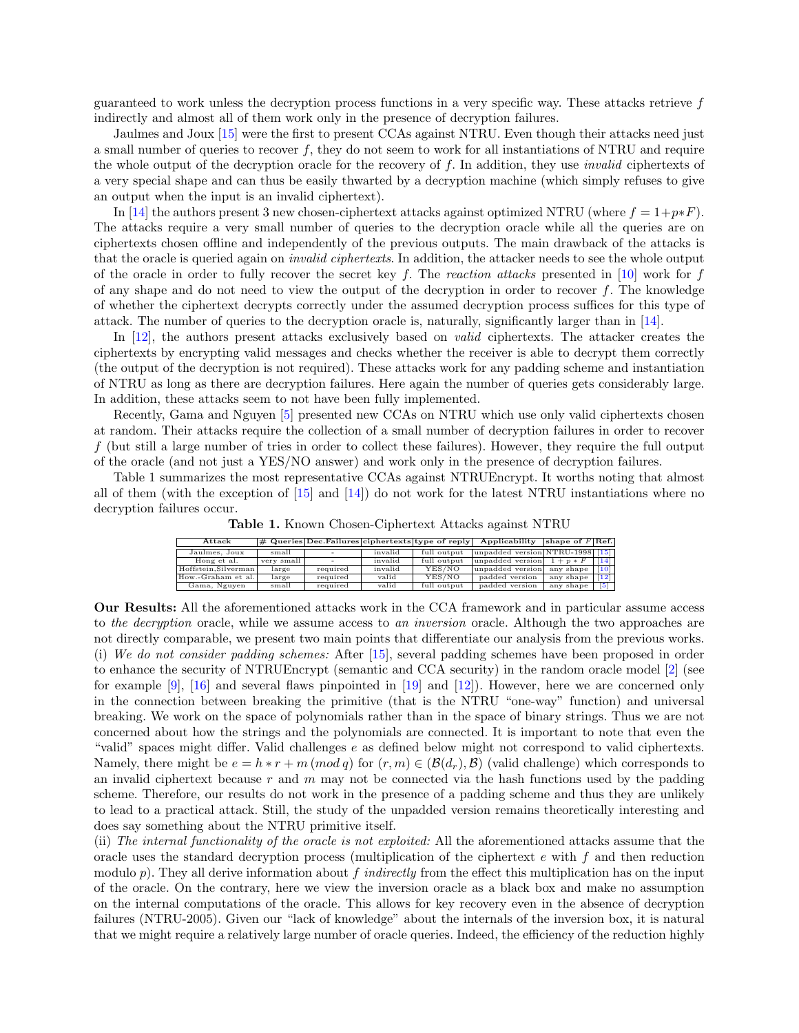guaranteed to work unless the decryption process functions in a very specific way. These attacks retrieve $f$ indirectly and almost all of them work only in the presence of decryption failures.

Jaulmes and Joux [15] were the first to present CCAs against NTRU. Even though their attacks need just a small number of queries to recover $f$, they do not seem to work for all instantiations of NTRU and require the whole output of the decryption oracle for the recovery of $f$. In addition, they use *invalid* ciphertexts of a very special shape and can thus be easily thwarted by a decryption machine (which simply refuses to give an output when the input is an invalid ciphertext).

In [14] the authors present 3 new chosen-ciphertext attacks against optimized NTRU (where $f = 1+p*F$). The attacks require a very small number of queries to the decryption oracle while all the queries are on ciphertexts chosen offline and independently of the previous outputs. The main drawback of the attacks is that the oracle is queried again on *invalid ciphertexts*. In addition, the attacker needs to see the whole output of the oracle in order to fully recover the secret key $f$. The *reaction attacks* presented in [10] work for $f$ of any shape and do not need to view the output of the decryption in order to recover $f$. The knowledge of whether the ciphertext decrypts correctly under the assumed decryption process suffices for this type of attack. The number of queries to the decryption oracle is, naturally, significantly larger than in [14].

In [12], the authors present attacks exclusively based on *valid* ciphertexts. The attacker creates the ciphertexts by encrypting valid messages and checks whether the receiver is able to decrypt them correctly (the output of the decryption is not required). These attacks work for any padding scheme and instantiation of NTRU as long as there are decryption failures. Here again the number of queries gets considerably large. In addition, these attacks seem to not have been fully implemented.

Recently, Gama and Nguyen [5] presented new CCAs on NTRU which use only valid ciphertexts chosen at random. Their attacks require the collection of a small number of decryption failures in order to recover $f$ (but still a large number of tries in order to collect these failures). However, they require the full output of the oracle (and not just a YES/NO answer) and work only in the presence of decryption failures.

Table 1 summarizes the most representative CCAs against NTRUEncrypt. It worths noting that almost all of them (with the exception of [15] and [14]) do not work for the latest NTRU instantiations where no decryption failures occur.

**Table 1.** Known Chosen-Ciphertext Attacks against NTRU

| Attack | # Queries | Dec.Failures | ciphertexts | type of reply | Applicability | shape of $F$ | Ref. |
|---|---|---|---|---|---|---|---|
| Jaulmes, Joux | small | - | invalid | full output | unpadded version | NTRU-1998 | [15] |
| Hong et al. | very small | - | invalid | full output | unpadded version | $1+p*F$ | [14] |
| Hoffstein,Silverman | large | required | invalid | YES/NO | unpadded version | any shape | [10] |
| How.-Graham et al. | large | required | valid | YES/NO | padded version | any shape | [12] |
| Gama, Nguyen | small | required | valid | full output | padded version | any shape | [5] |

**Our Results:** All the aforementioned attacks work in the CCA framework and in particular assume access to *the decryption* oracle, while we assume access to *an inversion* oracle. Although the two approaches are not directly comparable, we present two main points that differentiate our analysis from the previous works. (i) *We do not consider padding schemes:* After [15], several padding schemes have been proposed in order to enhance the security of NTRUEncrypt (semantic and CCA security) in the random oracle model [2] (see for example [9], [16] and several flaws pinpointed in [19] and [12]). However, here we are concerned only in the connection between breaking the primitive (that is the NTRU "one-way" function) and universal breaking. We work on the space of polynomials rather than in the space of binary strings. Thus we are not concerned about how the strings and the polynomials are connected. It is important to note that even the "valid" spaces might differ. Valid challenges $e$ as defined below might not correspond to valid ciphertexts. Namely, there might be $e = h*r+m \,(mod\, q)$ for $(r,m) \in (\mathcal{B}(d_r), \mathcal{B})$ (valid challenge) which corresponds to an invalid ciphertext because $r$ and $m$ may not be connected via the hash functions used by the padding scheme. Therefore, our results do not work in the presence of a padding scheme and thus they are unlikely to lead to a practical attack. Still, the study of the unpadded version remains theoretically interesting and does say something about the NTRU primitive itself.
(ii) *The internal functionality of the oracle is not exploited:* All the aforementioned attacks assume that the oracle uses the standard decryption process (multiplication of the ciphertext $e$ with $f$ and then reduction modulo $p$). They all derive information about $f$ *indirectly* from the effect this multiplication has on the input of the oracle. On the contrary, here we view the inversion oracle as a black box and make no assumption on the internal computations of the oracle. This allows for key recovery even in the absence of decryption failures (NTRU-2005). Given our "lack of knowledge" about the internals of the inversion box, it is natural that we might require a relatively large number of oracle queries. Indeed, the efficiency of the reduction highly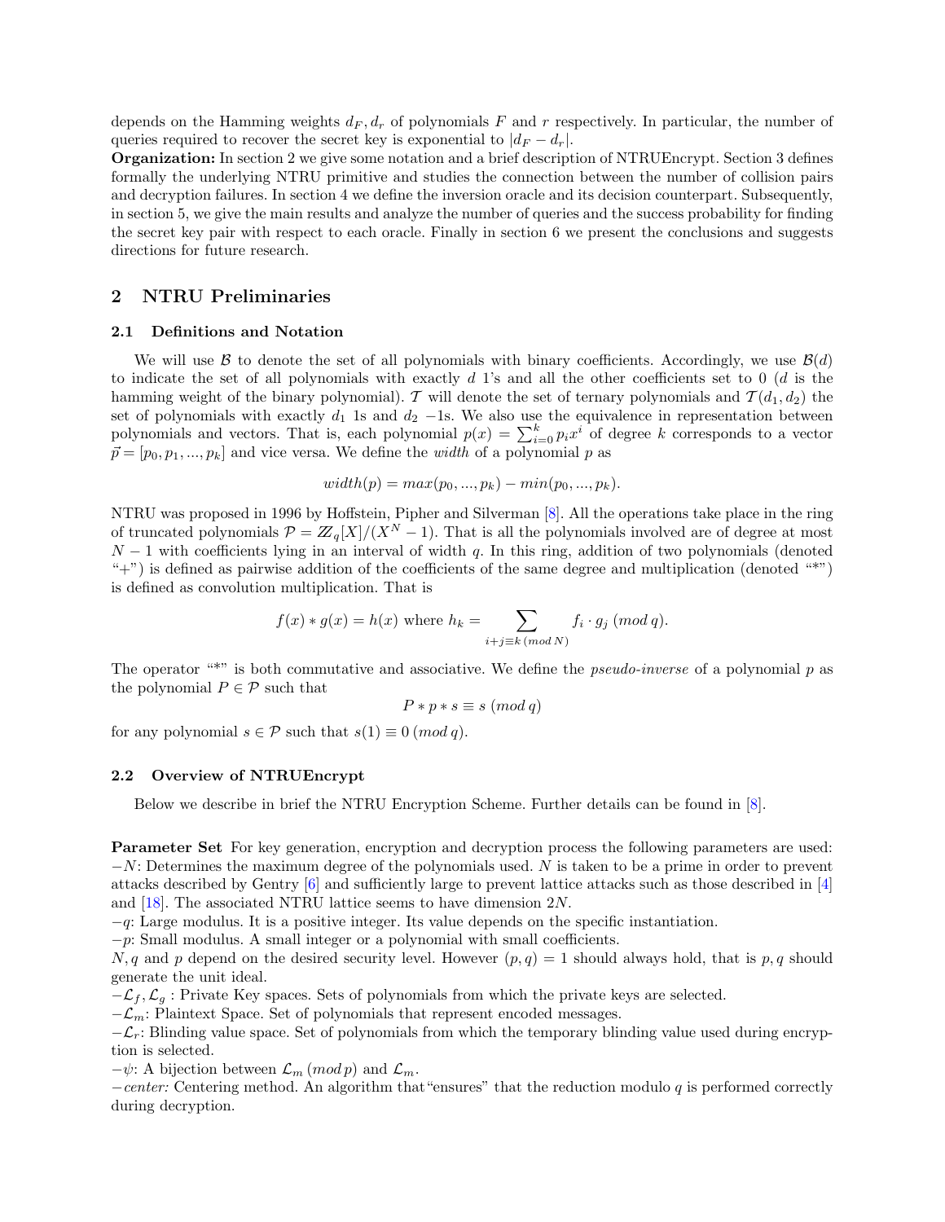depends on the Hamming weights $d_F, d_r$ of polynomials $F$ and $r$ respectively. In particular, the number of queries required to recover the secret key is exponential to $|d_F - d_r|$.

**Organization:** In section 2 we give some notation and a brief description of NTRUEncrypt. Section 3 defines formally the underlying NTRU primitive and studies the connection between the number of collision pairs and decryption failures. In section 4 we define the inversion oracle and its decision counterpart. Subsequently, in section 5, we give the main results and analyze the number of queries and the success probability for finding the secret key pair with respect to each oracle. Finally in section 6 we present the conclusions and suggests directions for future research.

## 2 NTRU Preliminaries

### 2.1 Definitions and Notation

We will use $\mathcal{B}$ to denote the set of all polynomials with binary coefficients. Accordingly, we use $\mathcal{B}(d)$ to indicate the set of all polynomials with exactly $d$ 1's and all the other coefficients set to 0 ($d$ is the hamming weight of the binary polynomial). $\mathcal{T}$ will denote the set of ternary polynomials and $\mathcal{T}(d_1, d_2)$ the set of polynomials with exactly $d_1$ 1s and $d_2$ $-1$s. We also use the equivalence in representation between polynomials and vectors. That is, each polynomial $p(x) = \sum_{i=0}^{k} p_i x^i$ of degree $k$ corresponds to a vector $\vec{p} = [p_0, p_1, ..., p_k]$ and vice versa. We define the *width* of a polynomial $p$ as

$$width(p) = max(p_0, ..., p_k) - min(p_0, ..., p_k).$$

NTRU was proposed in 1996 by Hoffstein, Pipher and Silverman [8]. All the operations take place in the ring of truncated polynomials $\mathcal{P} = \mathbb{Z}_q[X]/(X^N - 1)$. That is all the polynomials involved are of degree at most $N-1$ with coefficients lying in an interval of width $q$. In this ring, addition of two polynomials (denoted "+") is defined as pairwise addition of the coefficients of the same degree and multiplication (denoted "*") is defined as convolution multiplication. That is

$$f(x) * g(x) = h(x) \text{ where } h_k = \sum_{i+j \equiv k \,(mod\, N)} f_i \cdot g_j \;(mod\, q).$$

The operator "*" is both commutative and associative. We define the *pseudo-inverse* of a polynomial $p$ as the polynomial $P \in \mathcal{P}$ such that

$$P * p * s \equiv s \;(mod\, q)$$

for any polynomial $s \in \mathcal{P}$ such that $s(1) \equiv 0 \;(mod\, q)$.

### 2.2 Overview of NTRUEncrypt

Below we describe in brief the NTRU Encryption Scheme. Further details can be found in [8].

**Parameter Set** For key generation, encryption and decryption process the following parameters are used:
$-N$: Determines the maximum degree of the polynomials used. $N$ is taken to be a prime in order to prevent attacks described by Gentry [6] and sufficiently large to prevent lattice attacks such as those described in [4] and [18]. The associated NTRU lattice seems to have dimension $2N$.
$-q$: Large modulus. It is a positive integer. Its value depends on the specific instantiation.
$-p$: Small modulus. A small integer or a polynomial with small coefficients.
$N, q$ and $p$ depend on the desired security level. However $(p, q) = 1$ should always hold, that is $p, q$ should generate the unit ideal.
$-\mathcal{L}_f, \mathcal{L}_g$ : Private Key spaces. Sets of polynomials from which the private keys are selected.
$-\mathcal{L}_m$: Plaintext Space. Set of polynomials that represent encoded messages.
$-\mathcal{L}_r$: Blinding value space. Set of polynomials from which the temporary blinding value used during encryption is selected.
$-\psi$: A bijection between $\mathcal{L}_m \,(mod\, p)$ and $\mathcal{L}_m$.
$-center$: Centering method. An algorithm that"ensures" that the reduction modulo $q$ is performed correctly during decryption.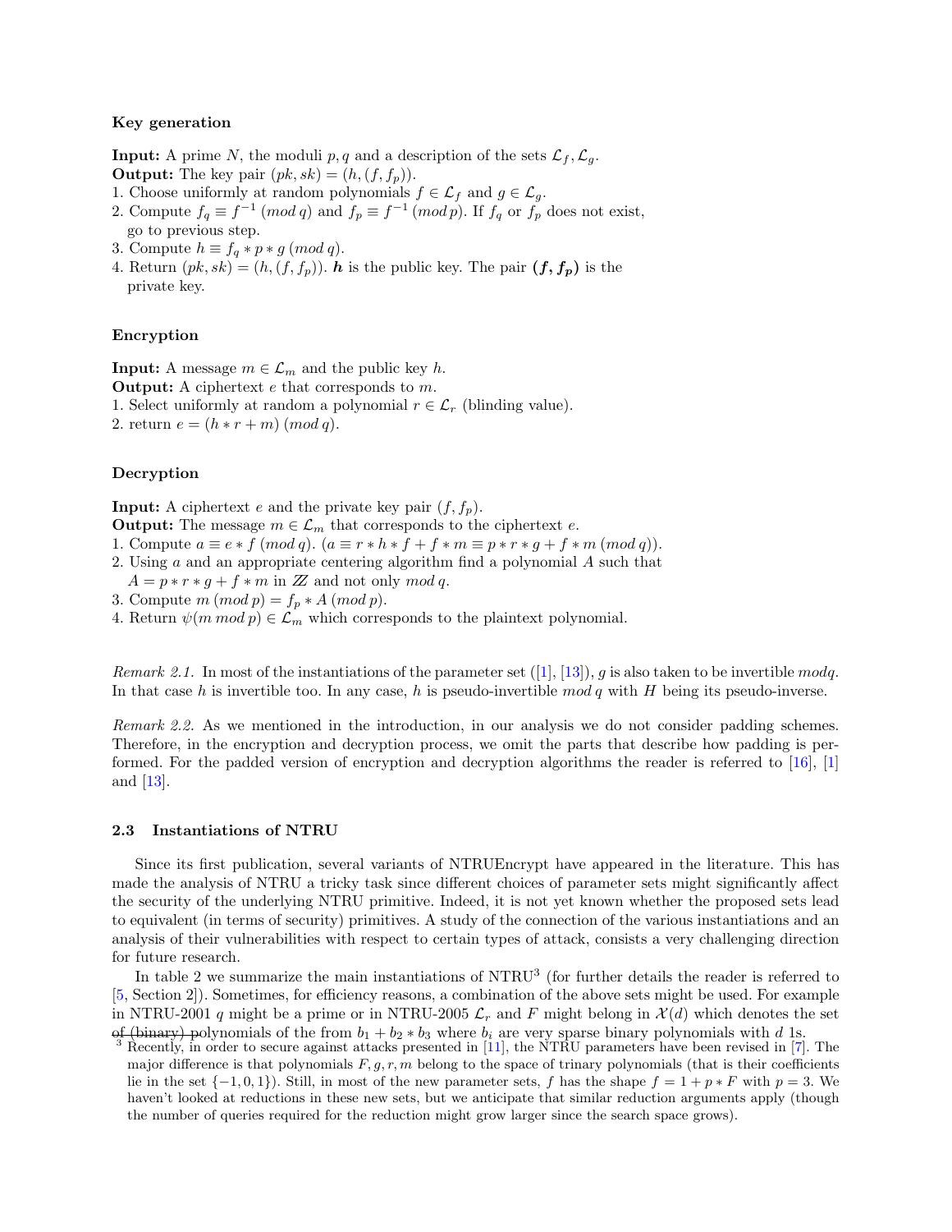**Key generation**

**Input:** A prime $N$, the moduli $p, q$ and a description of the sets $\mathcal{L}_f, \mathcal{L}_g$.
**Output:** The key pair $(pk, sk) = (h, (f, f_p))$.
1. Choose uniformly at random polynomials $f \in \mathcal{L}_f$ and $g \in \mathcal{L}_g$.
2. Compute $f_q \equiv f^{-1} \,(mod\, q)$ and $f_p \equiv f^{-1} \,(mod\, p)$. If $f_q$ or $f_p$ does not exist, go to previous step.
3. Compute $h \equiv f_q * p * g \,(mod\, q)$.
4. Return $(pk, sk) = (h, (f, f_p))$. $\boldsymbol{h}$ is the public key. The pair $\boldsymbol{(f, f_p)}$ is the private key.

**Encryption**

**Input:** A message $m \in \mathcal{L}_m$ and the public key $h$.
**Output:** A ciphertext $e$ that corresponds to $m$.
1. Select uniformly at random a polynomial $r \in \mathcal{L}_r$ (blinding value).
2. return $e = (h * r + m) \,(mod\, q)$.

**Decryption**

**Input:** A ciphertext $e$ and the private key pair $(f, f_p)$.
**Output:** The message $m \in \mathcal{L}_m$ that corresponds to the ciphertext $e$.
1. Compute $a \equiv e * f \,(mod\, q)$. ($a \equiv r * h * f + f * m \equiv p * r * g + f * m \,(mod\, q)$).
2. Using $a$ and an appropriate centering algorithm find a polynomial $A$ such that $A = p * r * g + f * m$ in $\mathbb{Z}$ and not only $mod\, q$.
3. Compute $m \,(mod\, p) = f_p * A \,(mod\, p)$.
4. Return $\psi(m \; mod\, p) \in \mathcal{L}_m$ which corresponds to the plaintext polynomial.

*Remark 2.1.* In most of the instantiations of the parameter set ([1], [13]), $g$ is also taken to be invertible $modq$. In that case $h$ is invertible too. In any case, $h$ is pseudo-invertible $mod\, q$ with $H$ being its pseudo-inverse.

*Remark 2.2.* As we mentioned in the introduction, in our analysis we do not consider padding schemes. Therefore, in the encryption and decryption process, we omit the parts that describe how padding is performed. For the padded version of encryption and decryption algorithms the reader is referred to [16], [1] and [13].

### 2.3 Instantiations of NTRU

Since its first publication, several variants of NTRUEncrypt have appeared in the literature. This has made the analysis of NTRU a tricky task since different choices of parameter sets might significantly affect the security of the underlying NTRU primitive. Indeed, it is not yet known whether the proposed sets lead to equivalent (in terms of security) primitives. A study of the connection of the various instantiations and an analysis of their vulnerabilities with respect to certain types of attack, consists a very challenging direction for future research.

In table 2 we summarize the main instantiations of NTRU[3] (for further details the reader is referred to [5, Section 2]). Sometimes, for efficiency reasons, a combination of the above sets might be used. For example in NTRU-2001 $q$ might be a prime or in NTRU-2005 $\mathcal{L}_r$ and $F$ might belong in $\mathcal{X}(d)$ which denotes the set of (binary) polynomials of the from $b_1 + b_2 * b_3$ where $b_i$ are very sparse binary polynomials with $d$ 1s.

[3] Recently, in order to secure against attacks presented in [11], the NTRU parameters have been revised in [7]. The major difference is that polynomials $F, g, r, m$ belong to the space of trinary polynomials (that is their coefficients lie in the set $\{-1, 0, 1\}$). Still, in most of the new parameter sets, $f$ has the shape $f = 1 + p * F$ with $p = 3$. We haven't looked at reductions in these new sets, but we anticipate that similar reduction arguments apply (though the number of queries required for the reduction might grow larger since the search space grows).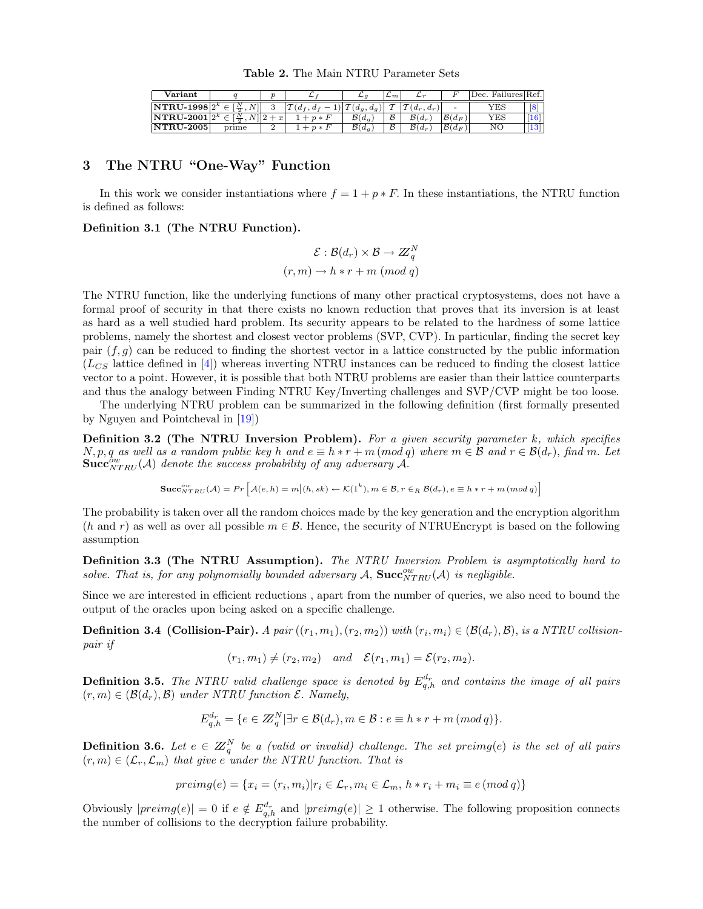**Table 2.** The Main NTRU Parameter Sets

| Variant | $q$ | $p$ | $\mathcal{L}_f$ | $\mathcal{L}_g$ | $\mathcal{L}_m$ | $\mathcal{L}_r$ | $F$ | Dec. Failures | Ref. |
|---|---|---|---|---|---|---|---|---|---|
| **NTRU-1998** | $2^k \in [\frac{N}{2}, N]$ | 3 | $\mathcal{T}(d_f, d_f - 1)$ | $\mathcal{T}(d_g, d_g)$ | $\mathcal{T}$ | $\mathcal{T}(d_r, d_r)$ | - | YES | [8] |
| **NTRU-2001** | $2^k \in [\frac{N}{2}, N]$ | $2+x$ | $1 + p * F$ | $\mathcal{B}(d_g)$ | $\mathcal{B}$ | $\mathcal{B}(d_r)$ | $\mathcal{B}(d_F)$ | YES | [16] |
| **NTRU-2005** | prime | 2 | $1 + p * F$ | $\mathcal{B}(d_g)$ | $\mathcal{B}$ | $\mathcal{B}(d_r)$ | $\mathcal{B}(d_F)$ | NO | [13] |

## 3 The NTRU "One-Way" Function

In this work we consider instantiations where $f = 1 + p * F$. In these instantiations, the NTRU function is defined as follows:

**Definition 3.1 (The NTRU Function).**

$$\mathcal{E} : \mathcal{B}(d_r) \times \mathcal{B} \to \mathbb{Z}_q^N$$
$$(r, m) \to h * r + m \ (mod\ q)$$

The NTRU function, like the underlying functions of many other practical cryptosystems, does not have a formal proof of security in that there exists no known reduction that proves that its inversion is at least as hard as a well studied hard problem. Its security appears to be related to the hardness of some lattice problems, namely the shortest and closest vector problems (SVP, CVP). In particular, finding the secret key pair $(f, g)$ can be reduced to finding the shortest vector in a lattice constructed by the public information ($L_{CS}$ lattice defined in [4]) whereas inverting NTRU instances can be reduced to finding the closest lattice vector to a point. However, it is possible that both NTRU problems are easier than their lattice counterparts and thus the analogy between Finding NTRU Key/Inverting challenges and SVP/CVP might be too loose.

The underlying NTRU problem can be summarized in the following definition (first formally presented by Nguyen and Pointcheval in [19])

**Definition 3.2 (The NTRU Inversion Problem).** *For a given security parameter $k$, which specifies $N, p, q$ as well as a random public key $h$ and $e \equiv h * r + m \ (mod\ q)$ where $m \in \mathcal{B}$ and $r \in \mathcal{B}(d_r)$, find $m$. Let $\mathbf{Succ}^{ow}_{NTRU}(\mathcal{A})$ denote the success probability of any adversary $\mathcal{A}$.*

$$\mathbf{Succ}^{ow}_{NTRU}(\mathcal{A}) = Pr\left[\mathcal{A}(e, h) = m \middle| (h, sk) \leftarrow \mathcal{K}(1^k), m \in \mathcal{B}, r \in_R \mathcal{B}(d_r), e \equiv h * r + m \ (mod\ q)\right]$$

The probability is taken over all the random choices made by the key generation and the encryption algorithm ($h$ and $r$) as well as over all possible $m \in \mathcal{B}$. Hence, the security of NTRUEncrypt is based on the following assumption

**Definition 3.3 (The NTRU Assumption).** *The NTRU Inversion Problem is asymptotically hard to solve. That is, for any polynomially bounded adversary $\mathcal{A}$, $\mathbf{Succ}^{ow}_{NTRU}(\mathcal{A})$ is negligible.*

Since we are interested in efficient reductions , apart from the number of queries, we also need to bound the output of the oracles upon being asked on a specific challenge.

**Definition 3.4 (Collision-Pair).** *A pair $((r_1, m_1), (r_2, m_2))$ with $(r_i, m_i) \in (\mathcal{B}(d_r), \mathcal{B})$, is a NTRU collision-pair if*

$$(r_1, m_1) \neq (r_2, m_2) \quad and \quad \mathcal{E}(r_1, m_1) = \mathcal{E}(r_2, m_2).$$

**Definition 3.5.** *The NTRU valid challenge space is denoted by $E^{d_r}_{q,h}$ and contains the image of all pairs $(r, m) \in (\mathcal{B}(d_r), \mathcal{B})$ under NTRU function $\mathcal{E}$. Namely,*

$$E^{d_r}_{q,h} = \{e \in \mathbb{Z}_q^N | \exists r \in \mathcal{B}(d_r), m \in \mathcal{B} : e \equiv h * r + m \ (mod\ q)\}.$$

**Definition 3.6.** *Let $e \in \mathbb{Z}_q^N$ be a (valid or invalid) challenge. The set $preimg(e)$ is the set of all pairs $(r, m) \in (\mathcal{L}_r, \mathcal{L}_m)$ that give $e$ under the NTRU function. That is*

$$preimg(e) = \{x_i = (r_i, m_i) | r_i \in \mathcal{L}_r, m_i \in \mathcal{L}_m, \ h * r_i + m_i \equiv e \ (mod\ q)\}$$

Obviously $|preimg(e)| = 0$ if $e \notin E^{d_r}_{q,h}$ and $|preimg(e)| \geq 1$ otherwise. The following proposition connects the number of collisions to the decryption failure probability.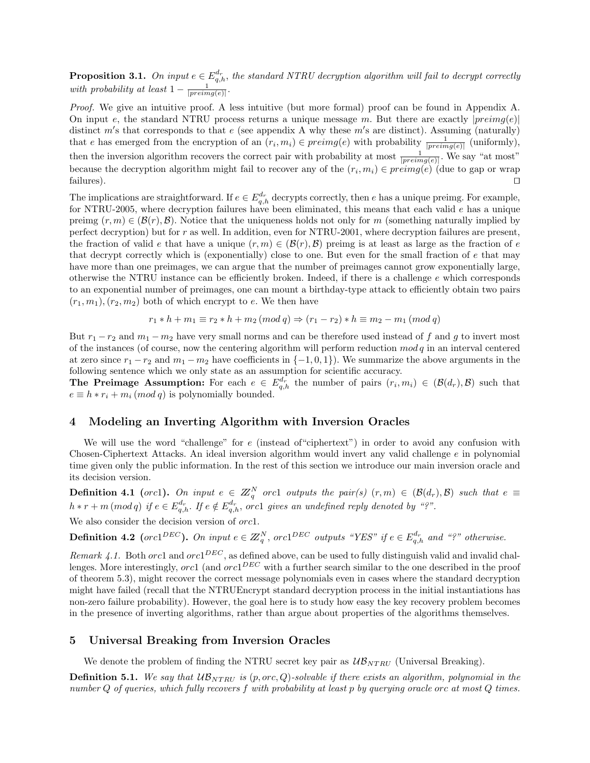**Proposition 3.1.** *On input $e \in E^{d_r}_{q,h}$, the standard NTRU decryption algorithm will fail to decrypt correctly with probability at least $1 - \frac{1}{|preimg(e)|}$.*

*Proof.* We give an intuitive proof. A less intuitive (but more formal) proof can be found in Appendix A. On input $e$, the standard NTRU process returns a unique message $m$. But there are exactly $|preimg(e)|$ distinct $m'$s that corresponds to that $e$ (see appendix A why these $m'$s are distinct). Assuming (naturally) that $e$ has emerged from the encryption of an $(r_i, m_i) \in preimg(e)$ with probability $\frac{1}{|preimg(e)|}$ (uniformly), then the inversion algorithm recovers the correct pair with probability at most $\frac{1}{|preimg(e)|}$. We say "at most" because the decryption algorithm might fail to recover any of the $(r_i, m_i) \in preimg(e)$ (due to gap or wrap failures). $\square$

The implications are straightforward. If $e \in E^{d_r}_{q,h}$ decrypts correctly, then $e$ has a unique preimg. For example, for NTRU-2005, where decryption failures have been eliminated, this means that each valid $e$ has a unique preimg $(r, m) \in (\mathcal{B}(r), \mathcal{B})$. Notice that the uniqueness holds not only for $m$ (something naturally implied by perfect decryption) but for $r$ as well. In addition, even for NTRU-2001, where decryption failures are present, the fraction of valid $e$ that have a unique $(r, m) \in (\mathcal{B}(r), \mathcal{B})$ preimg is at least as large as the fraction of $e$ that decrypt correctly which is (exponentially) close to one. But even for the small fraction of $e$ that may have more than one preimages, we can argue that the number of preimages cannot grow exponentially large, otherwise the NTRU instance can be efficiently broken. Indeed, if there is a challenge $e$ which corresponds to an exponential number of preimages, one can mount a birthday-type attack to efficiently obtain two pairs $(r_1, m_1), (r_2, m_2)$ both of which encrypt to $e$. We then have

$$r_1 * h + m_1 \equiv r_2 * h + m_2 \,(mod\, q) \Rightarrow (r_1 - r_2) * h \equiv m_2 - m_1 \,(mod\, q)$$

But $r_1 - r_2$ and $m_1 - m_2$ have very small norms and can be therefore used instead of $f$ and $g$ to invert most of the instances (of course, now the centering algorithm will perform reduction $mod\, q$ in an interval centered at zero since $r_1 - r_2$ and $m_1 - m_2$ have coefficients in $\{-1, 0, 1\}$). We summarize the above arguments in the following sentence which we only state as an assumption for scientific accuracy.

**The Preimage Assumption:** For each $e \in E^{d_r}_{q,h}$ the number of pairs $(r_i, m_i) \in (\mathcal{B}(d_r), \mathcal{B})$ such that $e \equiv h * r_i + m_i \,(mod\, q)$ is polynomially bounded.

## 4 Modeling an Inverting Algorithm with Inversion Oracles

We will use the word "challenge" for $e$ (instead of "ciphertext") in order to avoid any confusion with Chosen-Ciphertext Attacks. An ideal inversion algorithm would invert any valid challenge $e$ in polynomial time given only the public information. In the rest of this section we introduce our main inversion oracle and its decision version.

**Definition 4.1** ($orc1$)**.** *On input $e \in \mathbb{Z}^N_q$ $orc1$ outputs the pair(s) $(r, m) \in (\mathcal{B}(d_r), \mathcal{B})$ such that $e \equiv h * r + m \,(mod\, q)$ if $e \in E^{d_r}_{q,h}$. If $e \notin E^{d_r}_{q,h}$, $orc1$ gives an undefined reply denoted by "?".*

We also consider the decision version of $orc1$.

**Definition 4.2** ($orc1^{DEC}$)**.** *On input $e \in \mathbb{Z}^N_q$, $orc1^{DEC}$ outputs "YES" if $e \in E^{d_r}_{q,h}$ and "?" otherwise.*

*Remark 4.1.* Both $orc1$ and $orc1^{DEC}$, as defined above, can be used to fully distinguish valid and invalid challenges. More interestingly, $orc1$ (and $orc1^{DEC}$ with a further search similar to the one described in the proof of theorem 5.3), might recover the correct message polynomials even in cases where the standard decryption might have failed (recall that the NTRUEncrypt standard decryption process in the initial instantiations has non-zero failure probability). However, the goal here is to study how easy the key recovery problem becomes in the presence of inverting algorithms, rather than argue about properties of the algorithms themselves.

## 5 Universal Breaking from Inversion Oracles

We denote the problem of finding the NTRU secret key pair as $\mathcal{UB}_{NTRU}$ (Universal Breaking).

**Definition 5.1.** *We say that $\mathcal{UB}_{NTRU}$ is $(p, orc, Q)$-solvable if there exists an algorithm, polynomial in the number $Q$ of queries, which fully recovers $f$ with probability at least $p$ by querying oracle $orc$ at most $Q$ times.*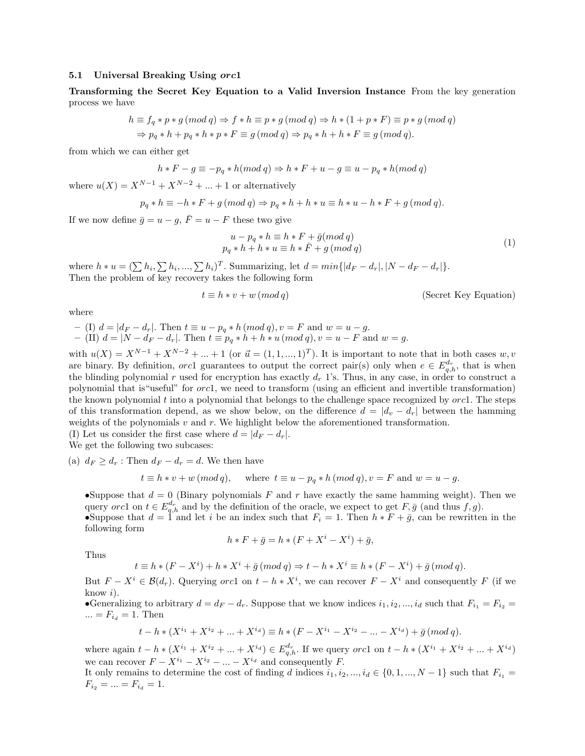### 5.1 Universal Breaking Using *orc*1

**Transforming the Secret Key Equation to a Valid Inversion Instance** From the key generation process we have

$$h \equiv f_q * p * g \,(mod\, q) \Rightarrow f * h \equiv p * g \,(mod\, q) \Rightarrow h * (1 + p * F) \equiv p * g \,(mod\, q)$$
$$\Rightarrow p_q * h + p_q * h * p * F \equiv g \,(mod\, q) \Rightarrow p_q * h + h * F \equiv g \,(mod\, q).$$

from which we can either get

$$h * F - g \equiv -p_q * h (mod\, q) \Rightarrow h * F + u - g \equiv u - p_q * h (mod\, q)$$

where $u(X) = X^{N-1} + X^{N-2} + ... + 1$ or alternatively

$$p_q * h \equiv -h * F + g \,(mod\, q) \Rightarrow p_q * h + h * u \equiv h * u - h * F + g \,(mod\, q).$$

If we now define $\bar{g} = u - g$, $\bar{F} = u - F$ these two give

$$\begin{array}{c} u - p_q * h \equiv h * F + \bar{g} (mod\, q) \\ p_q * h + h * u \equiv h * \bar{F} + g \,(mod\, q) \end{array} \tag{1}$$

where $h * u = (\sum h_i, \sum h_i, ..., \sum h_i)^T$. Summarizing, let $d = min\{|d_F - d_r|, |N - d_F - d_r|\}$. Then the problem of key recovery takes the following form

$$t \equiv h * v + w \,(mod\, q) \qquad \text{(Secret Key Equation)}$$

where

- (I) $d = |d_F - d_r|$. Then $t \equiv u - p_q * h \,(mod\, q), v = F$ and $w = u - g$.
- (II) $d = |N - d_F - d_r|$. Then $t \equiv p_q * h + h * u \,(mod\, q), v = u - F$ and $w = g$.

with $u(X) = X^{N-1} + X^{N-2} + ... + 1$ (or $\vec{u} = (1, 1, ..., 1)^T$). It is important to note that in both cases $w, v$ are binary. By definition, *orc*1 guarantees to output the correct pair(s) only when $e \in E^{d_r}_{q,h}$, that is when the blinding polynomial $r$ used for encryption has exactly $d_r$ 1's. Thus, in any case, in order to construct a polynomial that is "useful" for *orc*1, we need to transform (using an efficient and invertible transformation) the known polynomial $t$ into a polynomial that belongs to the challenge space recognized by *orc*1. The steps of this transformation depend, as we show below, on the difference $d = |d_v - d_r|$ between the hamming weights of the polynomials $v$ and $r$. We highlight below the aforementioned transformation.
(I) Let us consider the first case where $d = |d_F - d_r|$.
We get the following two subcases:

(a) $d_F \geq d_r$ : Then $d_F - d_r = d$. We then have

$$t \equiv h * v + w \,(mod\, q), \quad \text{ where } t \equiv u - p_q * h \,(mod\, q), v = F \text{ and } w = u - g.$$

•Suppose that $d = 0$ (Binary polynomials $F$ and $r$ have exactly the same hamming weight). Then we query *orc*1 on $t \in E^{d_r}_{q,h}$ and by the definition of the oracle, we expect to get $F, \bar{g}$ (and thus $f, g$).
•Suppose that $d = 1$ and let $i$ be an index such that $F_i = 1$. Then $h * F + \bar{g}$, can be rewritten in the following form

$$h * F + \bar{g} = h * (F + X^i - X^i) + \bar{g},$$

Thus

$$t \equiv h * (F - X^i) + h * X^i + \bar{g} \,(mod\, q) \Rightarrow t - h * X^i \equiv h * (F - X^i) + \bar{g} \,(mod\, q).$$

But $F - X^i \in \mathcal{B}(d_r)$. Querying *orc*1 on $t - h * X^i$, we can recover $F - X^i$ and consequently $F$ (if we know $i$).
•Generalizing to arbitrary $d = d_F - d_r$. Suppose that we know indices $i_1, i_2, ..., i_d$ such that $F_{i_1} = F_{i_2} = ... = F_{i_d} = 1$. Then

$$t - h * (X^{i_1} + X^{i_2} + ... + X^{i_d}) \equiv h * (F - X^{i_1} - X^{i_2} - ... - X^{i_d}) + \bar{g} \,(mod\, q).$$

where again $t - h * (X^{i_1} + X^{i_2} + ... + X^{i_d}) \in E^{d_r}_{q,h}$. If we query *orc*1 on $t - h * (X^{i_1} + X^{i_2} + ... + X^{i_d})$ we can recover $F - X^{i_1} - X^{i_2} - ... - X^{i_d}$ and consequently $F$.
It only remains to determine the cost of finding $d$ indices $i_1, i_2, ..., i_d \in \{0, 1, ..., N - 1\}$ such that $F_{i_1} = F_{i_2} = ... = F_{i_d} = 1$.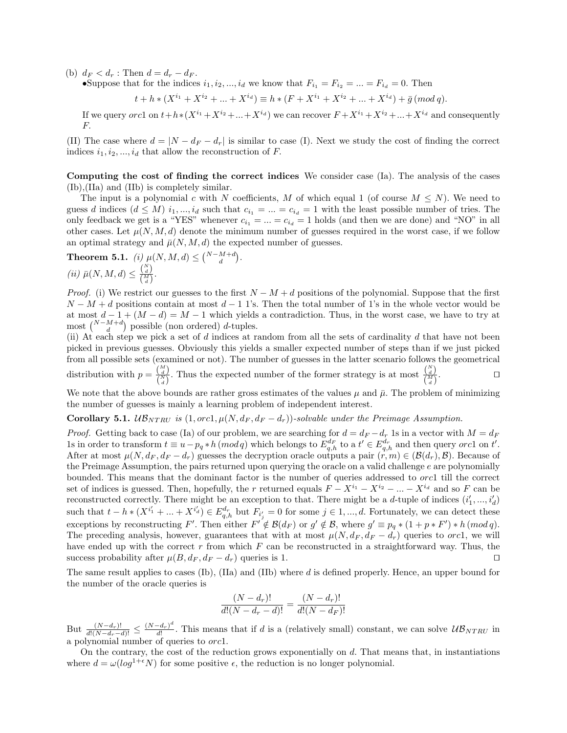(b) $d_F < d_r$ : Then $d = d_r - d_F$.
•Suppose that for the indices $i_1, i_2, ..., i_d$ we know that $F_{i_1} = F_{i_2} = ... = F_{i_d} = 0$. Then

$$t + h * (X^{i_1} + X^{i_2} + ... + X^{i_d}) \equiv h * (F + X^{i_1} + X^{i_2} + ... + X^{i_d}) + \bar{g} \,(mod\, q).$$

If we query $orc1$ on $t+h*(X^{i_1}+X^{i_2}+...+X^{i_d})$ we can recover $F+X^{i_1}+X^{i_2}+...+X^{i_d}$ and consequently $F$.

(II) The case where $d = |N - d_F - d_r|$ is similar to case (I). Next we study the cost of finding the correct indices $i_1, i_2, ..., i_d$ that allow the reconstruction of $F$.

**Computing the cost of finding the correct indices** We consider case (Ia). The analysis of the cases (Ib),(IIa) and (IIb) is completely similar.

The input is a polynomial $c$ with $N$ coefficients, $M$ of which equal 1 (of course $M \leq N$). We need to guess $d$ indices ($d \leq M$) $i_1, ..., i_d$ such that $c_{i_1} = ... = c_{i_d} = 1$ with the least possible number of tries. The only feedback we get is a "YES" whenever $c_{i_1} = ... = c_{i_d} = 1$ holds (and then we are done) and "NO" in all other cases. Let $\mu(N, M, d)$ denote the minimum number of guesses required in the worst case, if we follow an optimal strategy and $\bar{\mu}(N, M, d)$ the expected number of guesses.

**Theorem 5.1.** *(i)* $\mu(N, M, d) \leq \binom{N-M+d}{d}$.
*(ii)* $\bar{\mu}(N, M, d) \leq \frac{\binom{N}{d}}{\binom{M}{d}}$.

*Proof.* (i) We restrict our guesses to the first $N - M + d$ positions of the polynomial. Suppose that the first $N - M + d$ positions contain at most $d - 1$ 1's. Then the total number of 1's in the whole vector would be at most $d - 1 + (M - d) = M - 1$ which yields a contradiction. Thus, in the worst case, we have to try at most $\binom{N-M+d}{d}$ possible (non ordered) $d$-tuples.
(ii) At each step we pick a set of $d$ indices at random from all the sets of cardinality $d$ that have not been picked in previous guesses. Obviously this yields a smaller expected number of steps than if we just picked from all possible sets (examined or not). The number of guesses in the latter scenario follows the geometrical distribution with $p = \frac{\binom{M}{d}}{\binom{N}{d}}$. Thus the expected number of the former strategy is at most $\frac{\binom{N}{d}}{\binom{M}{d}}$. □

We note that the above bounds are rather gross estimates of the values $\mu$ and $\bar{\mu}$. The problem of minimizing the number of guesses is mainly a learning problem of independent interest.

**Corollary 5.1.** *$\mathcal{UB}_{NTRU}$ is $(1, orc1, \mu(N, d_F, d_F - d_r))$-solvable under the Preimage Assumption.*

*Proof.* Getting back to case (Ia) of our problem, we are searching for $d = d_F - d_r$ 1s in a vector with $M = d_F$ 1s in order to transform $t \equiv u - p_q * h \,(mod\, q)$ which belongs to $E_{q,h}^{d_F}$ to a $t' \in E_{q,h}^{d_r}$ and then query $orc1$ on $t'$. After at most $\mu(N, d_F, d_F - d_r)$ guesses the decryption oracle outputs a pair $(r, m) \in (\mathcal{B}(d_r), \mathcal{B})$. Because of the Preimage Assumption, the pairs returned upon querying the oracle on a valid challenge $e$ are polynomially bounded. This means that the dominant factor is the number of queries addressed to $orc1$ till the correct set of indices is guessed. Then, hopefully, the $r$ returned equals $F - X^{i_1} - X^{i_2} - ... - X^{i_d}$ and so $F$ can be reconstructed correctly. There might be an exception to that. There might be a $d$-tuple of indices $(i'_1, ..., i'_d)$ such that $t - h * (X^{i'_1} + ... + X^{i'_d}) \in E_{q,h}^{d_r}$ but $F_{i'_j} = 0$ for some $j \in 1, ..., d$. Fortunately, we can detect these exceptions by reconstructing $F'$. Then either $F' \notin \mathcal{B}(d_F)$ or $g' \notin \mathcal{B}$, where $g' \equiv p_q * (1 + p * F') * h \,(mod\, q)$. The preceding analysis, however, guarantees that with at most $\mu(N, d_F, d_F - d_r)$ queries to $orc1$, we will have ended up with the correct $r$ from which $F$ can be reconstructed in a straightforward way. Thus, the success probability after $\mu(B, d_F, d_F - d_r)$ queries is 1. □

The same result applies to cases (Ib), (IIa) and (IIb) where $d$ is defined properly. Hence, an upper bound for the number of the oracle queries is

$$\frac{(N - d_r)!}{d!(N - d_r - d)!} = \frac{(N - d_r)!}{d!(N - d_F)!}$$

But $\frac{(N-d_r)!}{d!(N-d_r-d)!} \leq \frac{(N-d_r)^d}{d!}$. This means that if $d$ is a (relatively small) constant, we can solve $\mathcal{UB}_{NTRU}$ in a polynomial number of queries to $orc1$.

On the contrary, the cost of the reduction grows exponentially on $d$. That means that, in instantiations where $d = \omega(log^{1+\epsilon} N)$ for some positive $\epsilon$, the reduction is no longer polynomial.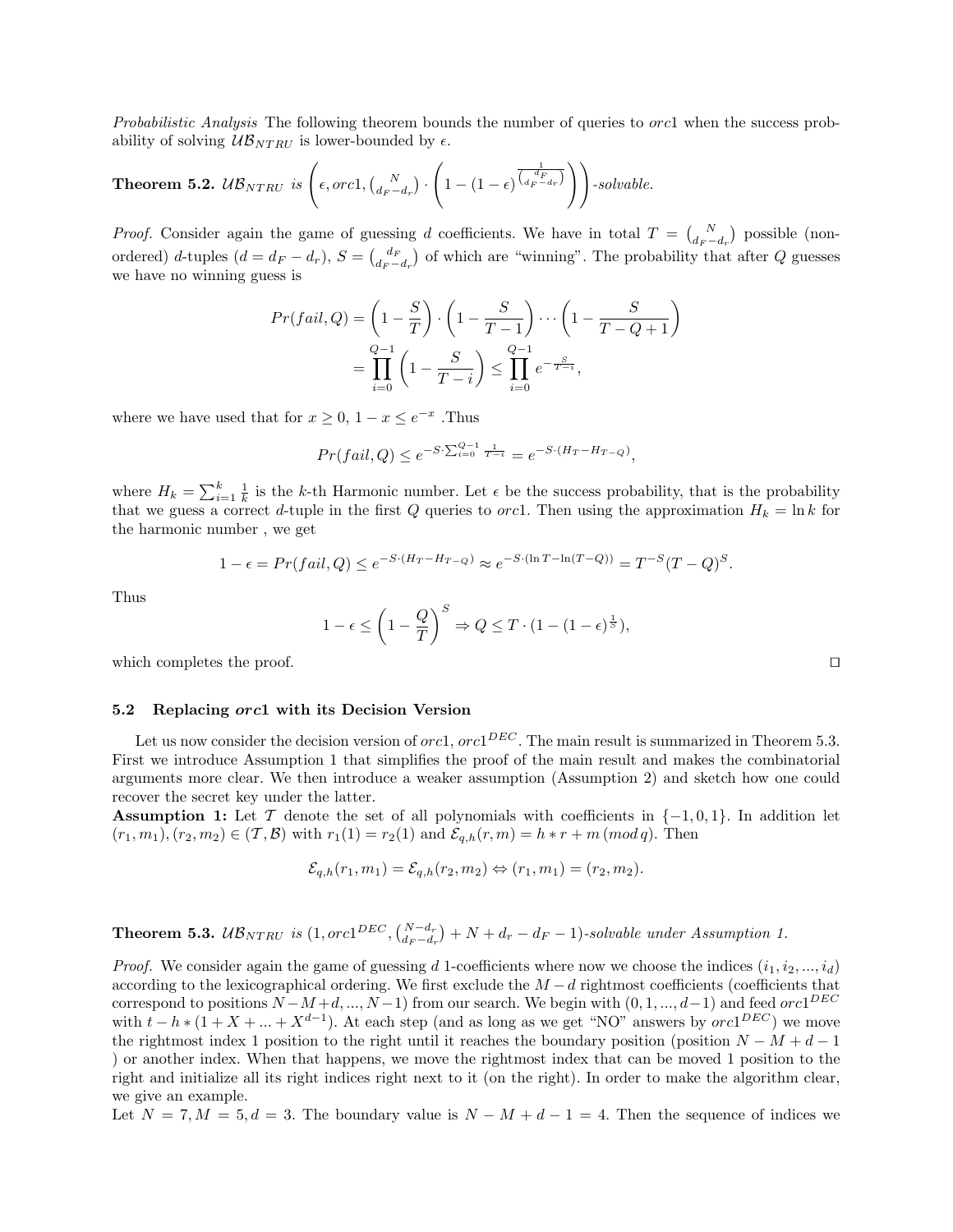*Probabilistic Analysis* The following theorem bounds the number of queries to $orc1$ when the success probability of solving $\mathcal{UB}_{NTRU}$ is lower-bounded by $\epsilon$.

**Theorem 5.2.** *$\mathcal{UB}_{NTRU}$ is $\left(\epsilon, orc1, \binom{N}{d_F-d_r} \cdot \left(1-(1-\epsilon)^{\frac{1}{\binom{d_F}{d_F-d_r}}}\right)\right)$-solvable.*

*Proof.* Consider again the game of guessing $d$ coefficients. We have in total $T = \binom{N}{d_F-d_r}$ possible (non-ordered) $d$-tuples ($d = d_F - d_r$), $S = \binom{d_F}{d_F-d_r}$ of which are "winning". The probability that after $Q$ guesses we have no winning guess is

$$\begin{aligned}
Pr(fail, Q) &= \left(1-\frac{S}{T}\right)\cdot\left(1-\frac{S}{T-1}\right)\cdots\left(1-\frac{S}{T-Q+1}\right) \\
&= \prod_{i=0}^{Q-1}\left(1-\frac{S}{T-i}\right) \leq \prod_{i=0}^{Q-1} e^{-\frac{S}{T-i}},
\end{aligned}$$

where we have used that for $x \geq 0$, $1-x \leq e^{-x}$ .Thus

$$Pr(fail, Q) \leq e^{-S\cdot\sum_{i=0}^{Q-1}\frac{1}{T-i}} = e^{-S\cdot(H_T - H_{T-Q})},$$

where $H_k = \sum_{i=1}^{k}\frac{1}{k}$ is the $k$-th Harmonic number. Let $\epsilon$ be the success probability, that is the probability that we guess a correct $d$-tuple in the first $Q$ queries to $orc1$. Then using the approximation $H_k = \ln k$ for the harmonic number , we get

$$1-\epsilon = Pr(fail, Q) \leq e^{-S\cdot(H_T-H_{T-Q})} \approx e^{-S\cdot(\ln T - \ln(T-Q))} = T^{-S}(T-Q)^S.$$

Thus

$$1-\epsilon \leq \left(1-\frac{Q}{T}\right)^S \Rightarrow Q \leq T\cdot(1-(1-\epsilon)^{\frac{1}{S}}),$$

which completes the proof. □

### 5.2 Replacing *orc*1 with its Decision Version

Let us now consider the decision version of $orc1$, $orc1^{DEC}$. The main result is summarized in Theorem 5.3. First we introduce Assumption 1 that simplifies the proof of the main result and makes the combinatorial arguments more clear. We then introduce a weaker assumption (Assumption 2) and sketch how one could recover the secret key under the latter.

**Assumption 1:** Let $\mathcal{T}$ denote the set of all polynomials with coefficients in $\{-1, 0, 1\}$. In addition let $(r_1, m_1), (r_2, m_2) \in (\mathcal{T}, \mathcal{B})$ with $r_1(1) = r_2(1)$ and $\mathcal{E}_{q,h}(r, m) = h * r + m \,(mod\, q)$. Then

$$\mathcal{E}_{q,h}(r_1, m_1) = \mathcal{E}_{q,h}(r_2, m_2) \Leftrightarrow (r_1, m_1) = (r_2, m_2).$$

**Theorem 5.3.** *$\mathcal{UB}_{NTRU}$ is $(1, orc1^{DEC}, \binom{N-d_r}{d_F-d_r} + N + d_r - d_F - 1)$-solvable under Assumption 1.*

*Proof.* We consider again the game of guessing $d$ 1-coefficients where now we choose the indices $(i_1, i_2, ..., i_d)$ according to the lexicographical ordering. We first exclude the $M-d$ rightmost coefficients (coefficients that correspond to positions $N-M+d, ..., N-1$) from our search. We begin with $(0, 1, ..., d-1)$ and feed $orc1^{DEC}$ with $t - h * (1 + X + ... + X^{d-1})$. At each step (and as long as we get "NO" answers by $orc1^{DEC}$) we move the rightmost index 1 position to the right until it reaches the boundary position (position $N - M + d - 1$ ) or another index. When that happens, we move the rightmost index that can be moved 1 position to the right and initialize all its right indices right next to it (on the right). In order to make the algorithm clear, we give an example.

Let $N = 7, M = 5, d = 3$. The boundary value is $N - M + d - 1 = 4$. Then the sequence of indices we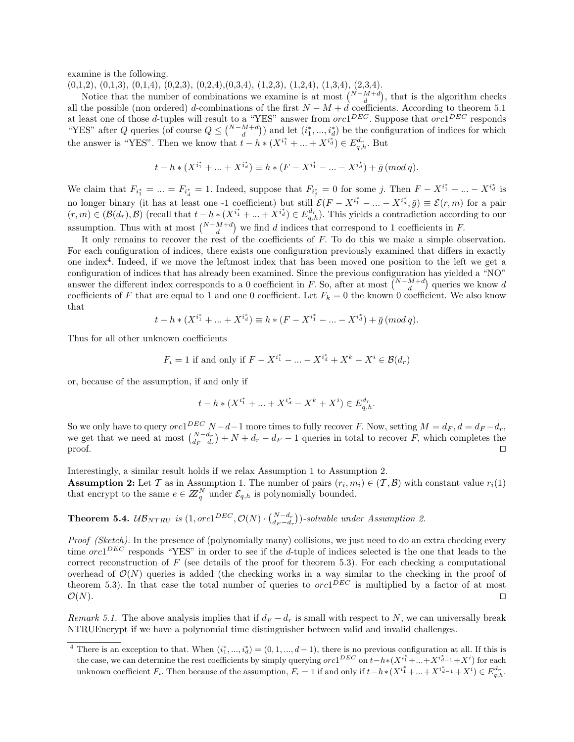examine is the following.
(0,1,2), (0,1,3), (0,1,4), (0,2,3), (0,2,4),(0,3,4), (1,2,3), (1,2,4), (1,3,4), (2,3,4).

Notice that the number of combinations we examine is at most $\binom{N-M+d}{d}$, that is the algorithm checks all the possible (non ordered) $d$-combinations of the first $N-M+d$ coefficients. According to theorem 5.1 at least one of those $d$-tuples will result to a "YES" answer from $orc1^{DEC}$. Suppose that $orc1^{DEC}$ responds "YES" after $Q$ queries (of course $Q \leq \binom{N-M+d}{d}$) and let $(i_1^*, ..., i_d^*)$ be the configuration of indices for which the answer is "YES". Then we know that $t - h * (X^{i_1^*} + ... + X^{i_d^*}) \in E_{q,h}^{d_r}$. But

$$t - h * (X^{i_1^*} + ... + X^{i_d^*}) \equiv h * (F - X^{i_1^*} - ... - X^{i_d^*}) + \bar{g} \, (mod \, q).$$

We claim that $F_{i_1^*} = ... = F_{i_d^*} = 1$. Indeed, suppose that $F_{i_j^*} = 0$ for some $j$. Then $F - X^{i_1^*} - ... - X^{i_d^*}$ is no longer binary (it has at least one -1 coefficient) but still $\mathcal{E}(F - X^{i_1^*} - ... - X^{i_d^*}, \bar{g}) \equiv \mathcal{E}(r, m)$ for a pair $(r, m) \in (\mathcal{B}(d_r), \mathcal{B})$ (recall that $t - h * (X^{i_1^*} + ... + X^{i_d^*}) \in E_{q,h}^{d_r}$). This yields a contradiction according to our assumption. Thus with at most $\binom{N-M+d}{d}$ we find $d$ indices that correspond to 1 coefficients in $F$.

It only remains to recover the rest of the coefficients of $F$. To do this we make a simple observation. For each configuration of indices, there exists one configuration previously examined that differs in exactly one index[4]. Indeed, if we move the leftmost index that has been moved one position to the left we get a configuration of indices that has already been examined. Since the previous configuration has yielded a "NO" answer the different index corresponds to a 0 coefficient in $F$. So, after at most $\binom{N-M+d}{d}$ queries we know $d$ coefficients of $F$ that are equal to 1 and one 0 coefficient. Let $F_k = 0$ the known 0 coefficient. We also know that

$$t - h * (X^{i_1^*} + ... + X^{i_d^*}) \equiv h * (F - X^{i_1^*} - ... - X^{i_d^*}) + \bar{g} \, (mod \, q).$$

Thus for all other unknown coefficients

$$F_i = 1 \text{ if and only if } F - X^{i_1^*} - ... - X^{i_d^*} + X^k - X^i \in \mathcal{B}(d_r)$$

or, because of the assumption, if and only if

$$t - h * (X^{i_1^*} + ... + X^{i_d^*} - X^k + X^i) \in E_{q,h}^{d_r}.$$

So we only have to query $orc1^{DEC}$ $N-d-1$ more times to fully recover $F$. Now, setting $M = d_F, d = d_F - d_r$, we get that we need at most $\binom{N-d_r}{d_F-d_r} + N + d_r - d_F - 1$ queries in total to recover $F$, which completes the proof. □

Interestingly, a similar result holds if we relax Assumption 1 to Assumption 2.

**Assumption 2:** Let $\mathcal{T}$ as in Assumption 1. The number of pairs $(r_i, m_i) \in (\mathcal{T}, \mathcal{B})$ with constant value $r_i(1)$ that encrypt to the same $e \in \mathbb{Z}_q^N$ under $\mathcal{E}_{q,h}$ is polynomially bounded.

**Theorem 5.4.** *$\mathcal{UB}_{NTRU}$ is $(1, orc1^{DEC}, \mathcal{O}(N) \cdot \binom{N-d_r}{d_F-d_r})$-solvable under Assumption 2.*

*Proof (Sketch).* In the presence of (polynomially many) collisions, we just need to do an extra checking every time $orc1^{DEC}$ responds "YES" in order to see if the $d$-tuple of indices selected is the one that leads to the correct reconstruction of $F$ (see details of the proof for theorem 5.3). For each checking a computational overhead of $\mathcal{O}(N)$ queries is added (the checking works in a way similar to the checking in the proof of theorem 5.3). In that case the total number of queries to $orc1^{DEC}$ is multiplied by a factor of at most $\mathcal{O}(N)$. □

*Remark 5.1.* The above analysis implies that if $d_F - d_r$ is small with respect to $N$, we can universally break NTRUEncrypt if we have a polynomial time distinguisher between valid and invalid challenges.

---

[4] There is an exception to that. When $(i_1^*, ..., i_d^*) = (0, 1, ..., d-1)$, there is no previous configuration at all. If this is the case, we can determine the rest coefficients by simply querying $orc1^{DEC}$ on $t - h*(X^{i_1^*} + ... + X^{i_{d-1}^*} + X^i)$ for each unknown coefficient $F_i$. Then because of the assumption, $F_i = 1$ if and only if $t - h*(X^{i_1^*} + ... + X^{i_{d-1}^*} + X^i) \in E_{q,h}^{d_r}$.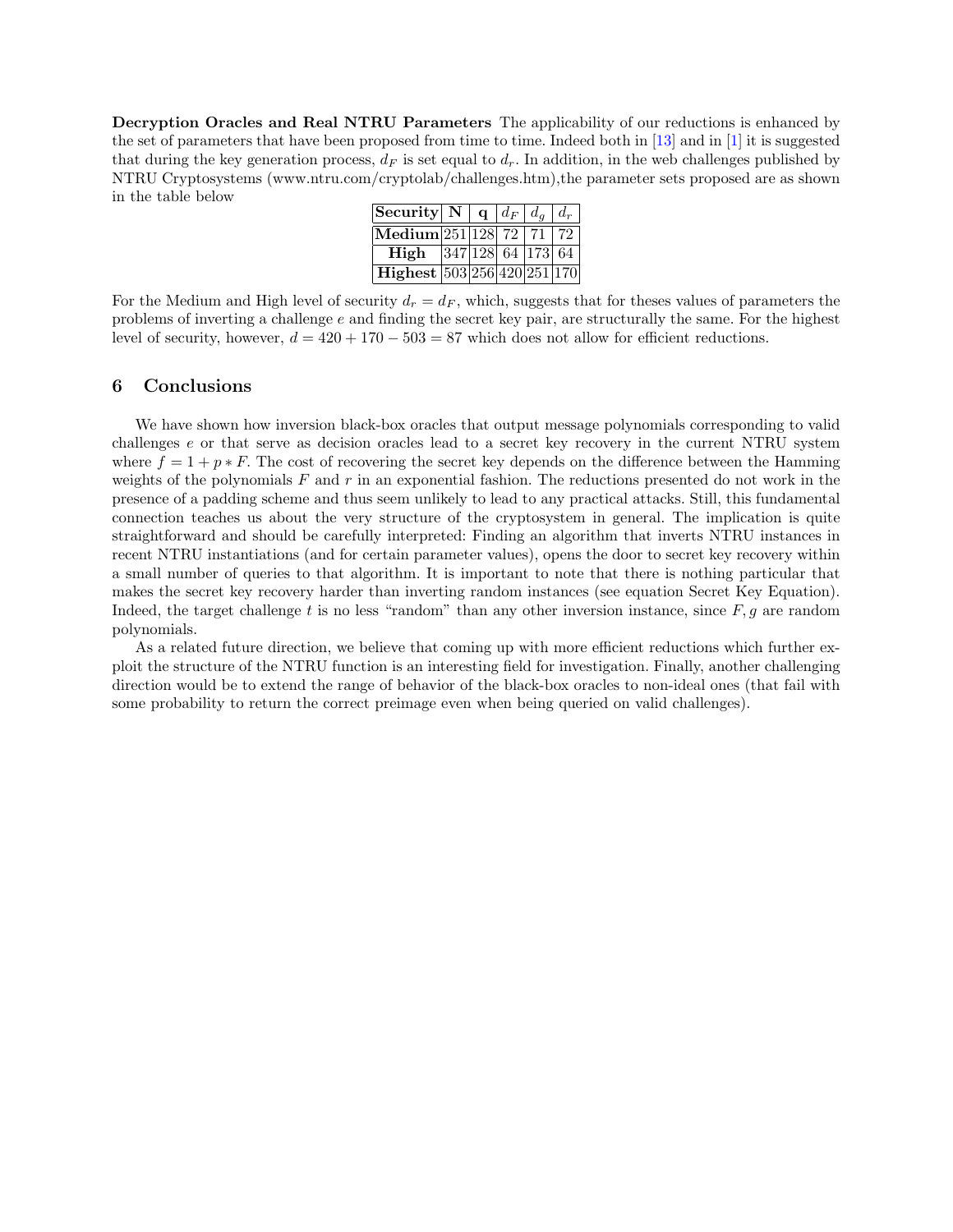**Decryption Oracles and Real NTRU Parameters** The applicability of our reductions is enhanced by the set of parameters that have been proposed from time to time. Indeed both in [13] and in [1] it is suggested that during the key generation process, $d_F$ is set equal to $d_r$. In addition, in the web challenges published by NTRU Cryptosystems (www.ntru.com/cryptolab/challenges.htm),the parameter sets proposed are as shown in the table below

| Security | N | q | $d_F$ | $d_g$ | $d_r$ |
|---|---|---|---|---|---|
| **Medium** | 251 | 128 | 72 | 71 | 72 |
| **High** | 347 | 128 | 64 | 173 | 64 |
| **Highest** | 503 | 256 | 420 | 251 | 170 |

For the Medium and High level of security $d_r = d_F$, which, suggests that for theses values of parameters the problems of inverting a challenge $e$ and finding the secret key pair, are structurally the same. For the highest level of security, however, $d = 420 + 170 - 503 = 87$ which does not allow for efficient reductions.

## 6 Conclusions

We have shown how inversion black-box oracles that output message polynomials corresponding to valid challenges $e$ or that serve as decision oracles lead to a secret key recovery in the current NTRU system where $f = 1 + p * F$. The cost of recovering the secret key depends on the difference between the Hamming weights of the polynomials $F$ and $r$ in an exponential fashion. The reductions presented do not work in the presence of a padding scheme and thus seem unlikely to lead to any practical attacks. Still, this fundamental connection teaches us about the very structure of the cryptosystem in general. The implication is quite straightforward and should be carefully interpreted: Finding an algorithm that inverts NTRU instances in recent NTRU instantiations (and for certain parameter values), opens the door to secret key recovery within a small number of queries to that algorithm. It is important to note that there is nothing particular that makes the secret key recovery harder than inverting random instances (see equation Secret Key Equation). Indeed, the target challenge $t$ is no less "random" than any other inversion instance, since $F, g$ are random polynomials.

As a related future direction, we believe that coming up with more efficient reductions which further exploit the structure of the NTRU function is an interesting field for investigation. Finally, another challenging direction would be to extend the range of behavior of the black-box oracles to non-ideal ones (that fail with some probability to return the correct preimage even when being queried on valid challenges).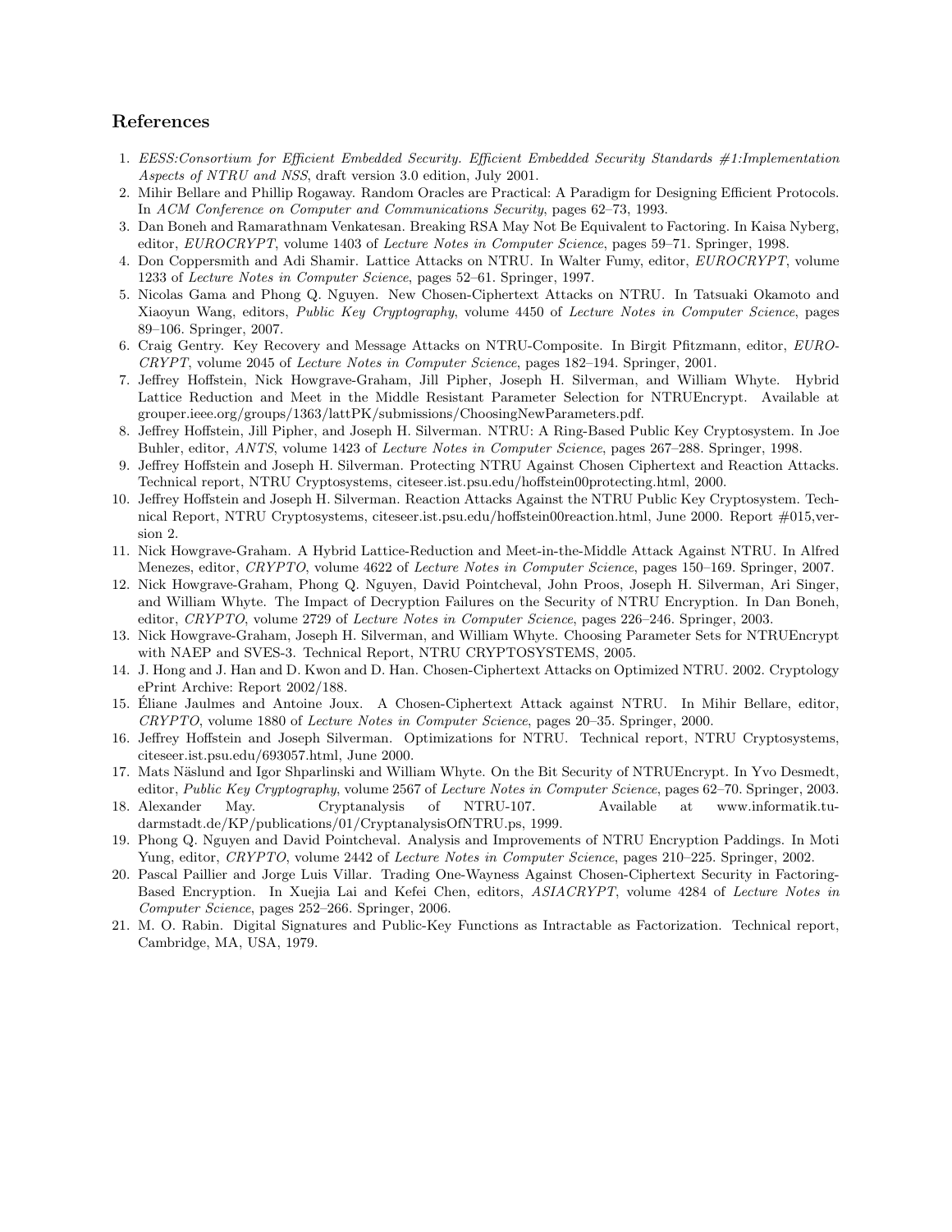## References

1. *EESS:Consortium for Efficient Embedded Security. Efficient Embedded Security Standards #1:Implementation Aspects of NTRU and NSS*, draft version 3.0 edition, July 2001.
2. Mihir Bellare and Phillip Rogaway. Random Oracles are Practical: A Paradigm for Designing Efficient Protocols. In *ACM Conference on Computer and Communications Security*, pages 62–73, 1993.
3. Dan Boneh and Ramarathnam Venkatesan. Breaking RSA May Not Be Equivalent to Factoring. In Kaisa Nyberg, editor, *EUROCRYPT*, volume 1403 of *Lecture Notes in Computer Science*, pages 59–71. Springer, 1998.
4. Don Coppersmith and Adi Shamir. Lattice Attacks on NTRU. In Walter Fumy, editor, *EUROCRYPT*, volume 1233 of *Lecture Notes in Computer Science*, pages 52–61. Springer, 1997.
5. Nicolas Gama and Phong Q. Nguyen. New Chosen-Ciphertext Attacks on NTRU. In Tatsuaki Okamoto and Xiaoyun Wang, editors, *Public Key Cryptography*, volume 4450 of *Lecture Notes in Computer Science*, pages 89–106. Springer, 2007.
6. Craig Gentry. Key Recovery and Message Attacks on NTRU-Composite. In Birgit Pfitzmann, editor, *EUROCRYPT*, volume 2045 of *Lecture Notes in Computer Science*, pages 182–194. Springer, 2001.
7. Jeffrey Hoffstein, Nick Howgrave-Graham, Jill Pipher, Joseph H. Silverman, and William Whyte. Hybrid Lattice Reduction and Meet in the Middle Resistant Parameter Selection for NTRUEncrypt. Available at grouper.ieee.org/groups/1363/lattPK/submissions/ChoosingNewParameters.pdf.
8. Jeffrey Hoffstein, Jill Pipher, and Joseph H. Silverman. NTRU: A Ring-Based Public Key Cryptosystem. In Joe Buhler, editor, *ANTS*, volume 1423 of *Lecture Notes in Computer Science*, pages 267–288. Springer, 1998.
9. Jeffrey Hoffstein and Joseph H. Silverman. Protecting NTRU Against Chosen Ciphertext and Reaction Attacks. Technical report, NTRU Cryptosystems, citeseer.ist.psu.edu/hoffstein00protecting.html, 2000.
10. Jeffrey Hoffstein and Joseph H. Silverman. Reaction Attacks Against the NTRU Public Key Cryptosystem. Technical Report, NTRU Cryptosystems, citeseer.ist.psu.edu/hoffstein00reaction.html, June 2000. Report #015,version 2.
11. Nick Howgrave-Graham. A Hybrid Lattice-Reduction and Meet-in-the-Middle Attack Against NTRU. In Alfred Menezes, editor, *CRYPTO*, volume 4622 of *Lecture Notes in Computer Science*, pages 150–169. Springer, 2007.
12. Nick Howgrave-Graham, Phong Q. Nguyen, David Pointcheval, John Proos, Joseph H. Silverman, Ari Singer, and William Whyte. The Impact of Decryption Failures on the Security of NTRU Encryption. In Dan Boneh, editor, *CRYPTO*, volume 2729 of *Lecture Notes in Computer Science*, pages 226–246. Springer, 2003.
13. Nick Howgrave-Graham, Joseph H. Silverman, and William Whyte. Choosing Parameter Sets for NTRUEncrypt with NAEP and SVES-3. Technical Report, NTRU CRYPTOSYSTEMS, 2005.
14. J. Hong and J. Han and D. Kwon and D. Han. Chosen-Ciphertext Attacks on Optimized NTRU. 2002. Cryptology ePrint Archive: Report 2002/188.
15. Éliane Jaulmes and Antoine Joux. A Chosen-Ciphertext Attack against NTRU. In Mihir Bellare, editor, *CRYPTO*, volume 1880 of *Lecture Notes in Computer Science*, pages 20–35. Springer, 2000.
16. Jeffrey Hoffstein and Joseph Silverman. Optimizations for NTRU. Technical report, NTRU Cryptosystems, citeseer.ist.psu.edu/693057.html, June 2000.
17. Mats Näslund and Igor Shparlinski and William Whyte. On the Bit Security of NTRUEncrypt. In Yvo Desmedt, editor, *Public Key Cryptography*, volume 2567 of *Lecture Notes in Computer Science*, pages 62–70. Springer, 2003.
18. Alexander May. Cryptanalysis of NTRU-107. Available at www.informatik.tu-darmstadt.de/KP/publications/01/CryptanalysisOfNTRU.ps, 1999.
19. Phong Q. Nguyen and David Pointcheval. Analysis and Improvements of NTRU Encryption Paddings. In Moti Yung, editor, *CRYPTO*, volume 2442 of *Lecture Notes in Computer Science*, pages 210–225. Springer, 2002.
20. Pascal Paillier and Jorge Luis Villar. Trading One-Wayness Against Chosen-Ciphertext Security in Factoring-Based Encryption. In Xuejia Lai and Kefei Chen, editors, *ASIACRYPT*, volume 4284 of *Lecture Notes in Computer Science*, pages 252–266. Springer, 2006.
21. M. O. Rabin. Digital Signatures and Public-Key Functions as Intractable as Factorization. Technical report, Cambridge, MA, USA, 1979.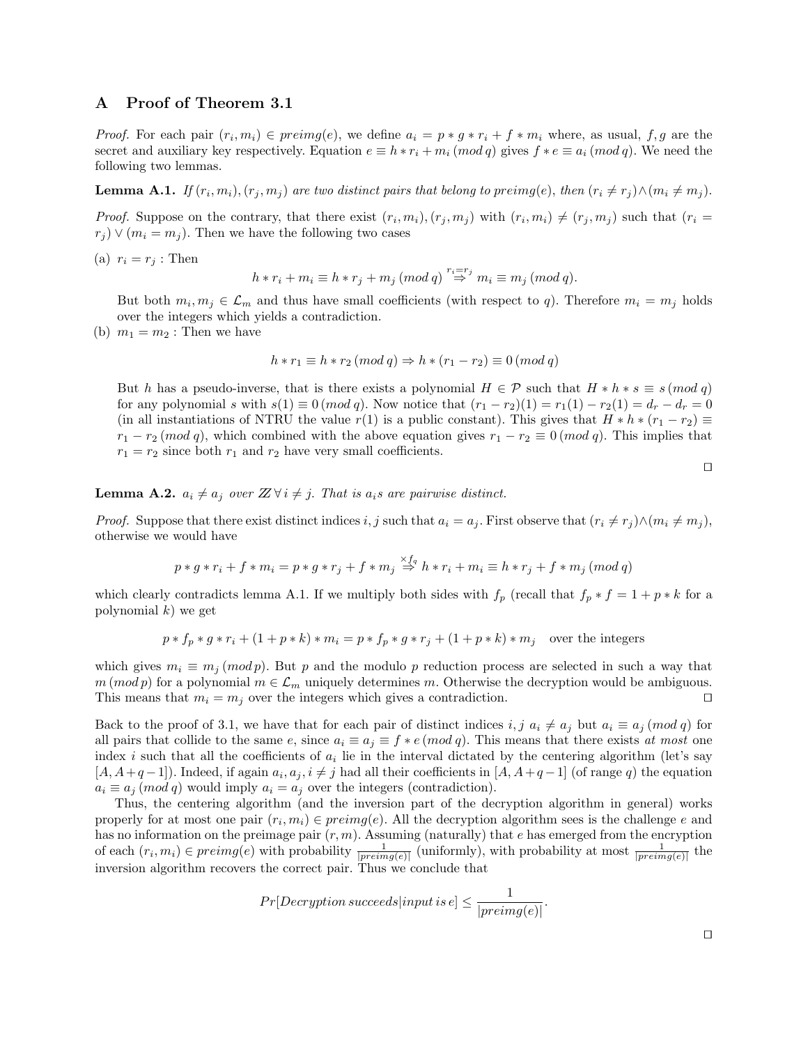# A Proof of Theorem 3.1

*Proof.* For each pair $(r_i, m_i) \in preimg(e)$, we define $a_i = p * g * r_i + f * m_i$ where, as usual, $f, g$ are the secret and auxiliary key respectively. Equation $e \equiv h * r_i + m_i \,(mod\, q)$ gives $f * e \equiv a_i \,(mod\, q)$. We need the following two lemmas.

**Lemma A.1.** *If $(r_i, m_i), (r_j, m_j)$ are two distinct pairs that belong to $preimg(e)$, then $(r_i \neq r_j) \wedge (m_i \neq m_j)$.*

*Proof.* Suppose on the contrary, that there exist $(r_i, m_i), (r_j, m_j)$ with $(r_i, m_i) \neq (r_j, m_j)$ such that $(r_i = r_j) \vee (m_i = m_j)$. Then we have the following two cases

(a) $r_i = r_j$ : Then

$$h * r_i + m_i \equiv h * r_j + m_j \,(mod\, q) \overset{r_i = r_j}{\Rightarrow} m_i \equiv m_j \,(mod\, q).$$

But both $m_i, m_j \in \mathcal{L}_m$ and thus have small coefficients (with respect to $q$). Therefore $m_i = m_j$ holds over the integers which yields a contradiction.

(b) $m_1 = m_2$ : Then we have

$$h * r_1 \equiv h * r_2 \,(mod\, q) \Rightarrow h * (r_1 - r_2) \equiv 0 \,(mod\, q)$$

But $h$ has a pseudo-inverse, that is there exists a polynomial $H \in \mathcal{P}$ such that $H * h * s \equiv s \,(mod\, q)$ for any polynomial $s$ with $s(1) \equiv 0 \,(mod\, q)$. Now notice that $(r_1 - r_2)(1) = r_1(1) - r_2(1) = d_r - d_r = 0$ (in all instantiations of NTRU the value $r(1)$ is a public constant). This gives that $H * h * (r_1 - r_2) \equiv r_1 - r_2 \,(mod\, q)$, which combined with the above equation gives $r_1 - r_2 \equiv 0 \,(mod\, q)$. This implies that $r_1 = r_2$ since both $r_1$ and $r_2$ have very small coefficients.

□

**Lemma A.2.** *$a_i \neq a_j$ over $\mathbb{Z}\, \forall\, i \neq j$. That is $a_i$s are pairwise distinct.*

*Proof.* Suppose that there exist distinct indices $i, j$ such that $a_i = a_j$. First observe that $(r_i \neq r_j) \wedge (m_i \neq m_j)$, otherwise we would have

$$p * g * r_i + f * m_i = p * g * r_j + f * m_j \overset{\times f_q}{\Rightarrow} h * r_i + m_i \equiv h * r_j + f * m_j \,(mod\, q)$$

which clearly contradicts lemma A.1. If we multiply both sides with $f_p$ (recall that $f_p * f = 1 + p * k$ for a polynomial $k$) we get

$$p * f_p * g * r_i + (1 + p * k) * m_i = p * f_p * g * r_j + (1 + p * k) * m_j \quad \text{over the integers}$$

which gives $m_i \equiv m_j \,(mod\, p)$. But $p$ and the modulo $p$ reduction process are selected in such a way that $m \,(mod\, p)$ for a polynomial $m \in \mathcal{L}_m$ uniquely determines $m$. Otherwise the decryption would be ambiguous. This means that $m_i = m_j$ over the integers which gives a contradiction. □

Back to the proof of 3.1, we have that for each pair of distinct indices $i, j$ $a_i \neq a_j$ but $a_i \equiv a_j \,(mod\, q)$ for all pairs that collide to the same $e$, since $a_i \equiv a_j \equiv f * e \,(mod\, q)$. This means that there exists *at most* one index $i$ such that all the coefficients of $a_i$ lie in the interval dictated by the centering algorithm (let's say $[A, A+q-1]$). Indeed, if again $a_i, a_j, i \neq j$ had all their coefficients in $[A, A+q-1]$ (of range $q$) the equation $a_i \equiv a_j \,(mod\, q)$ would imply $a_i = a_j$ over the integers (contradiction).

Thus, the centering algorithm (and the inversion part of the decryption algorithm in general) works properly for at most one pair $(r_i, m_i) \in preimg(e)$. All the decryption algorithm sees is the challenge $e$ and has no information on the preimage pair $(r, m)$. Assuming (naturally) that $e$ has emerged from the encryption of each $(r_i, m_i) \in preimg(e)$ with probability $\frac{1}{|preimg(e)|}$ (uniformly), with probability at most $\frac{1}{|preimg(e)|}$ the inversion algorithm recovers the correct pair. Thus we conclude that

$$Pr[Decryption\ succeeds | input\ is\ e] \leq \frac{1}{|preimg(e)|}.$$

□